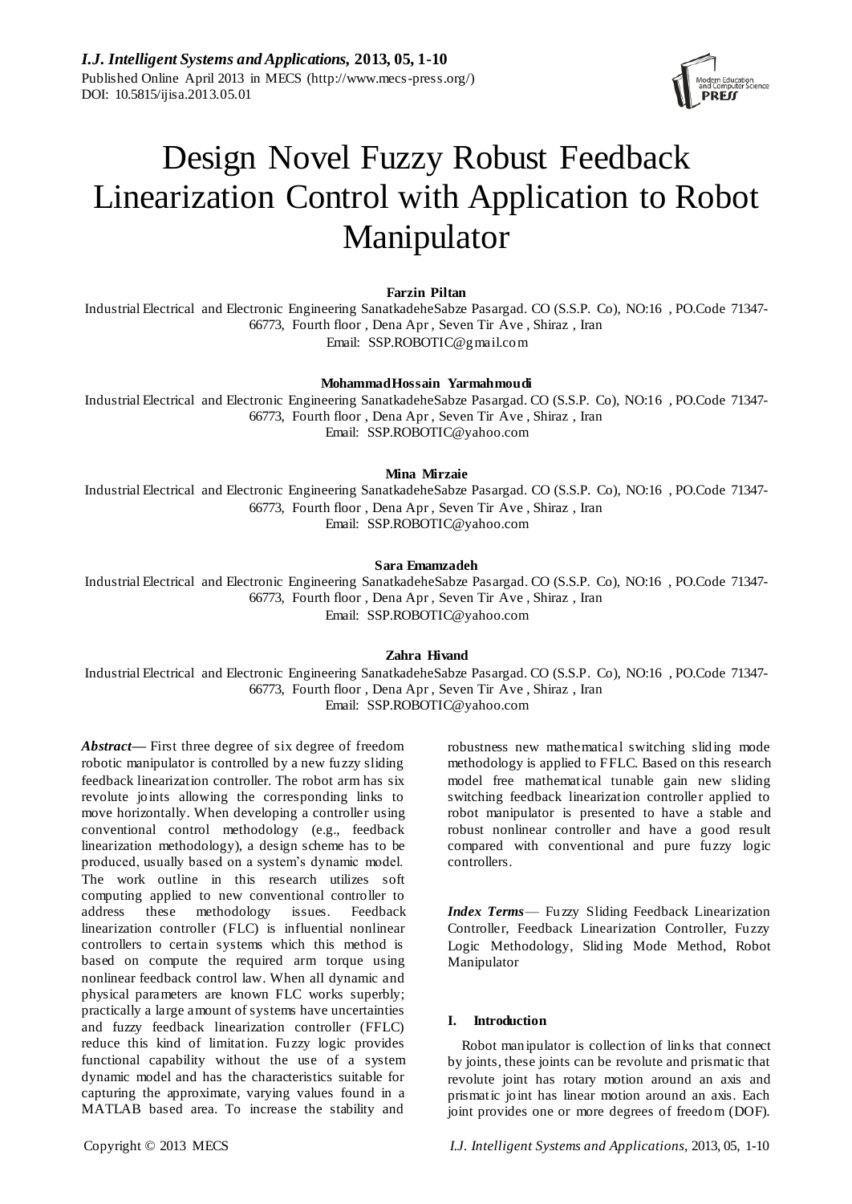// Design Novel Fuzzy Robust Feedback Linearization Control with Application to Robot Manipulator

**Farzin Piltan**

Industrial Electrical and Electronic Engineering SanatkadeheSabze Pasargad. CO (S.S.P. Co), NO:16 , PO.Code 71347-66773, Fourth floor , Dena Apr , Seven Tir Ave , Shiraz , Iran

Email: SSP.ROBOTIC@gmail.com

**MohammadHossain Yarmahmoudi**

Industrial Electrical and Electronic Engineering SanatkadeheSabze Pasargad. CO (S.S.P. Co), NO:16 , PO.Code 71347-66773, Fourth floor , Dena Apr , Seven Tir Ave , Shiraz , Iran

Email: SSP.ROBOTIC@yahoo.com

**Mina Mirzaie**

Industrial Electrical and Electronic Engineering SanatkadeheSabze Pasargad. CO (S.S.P. Co), NO:16 , PO.Code 71347-66773, Fourth floor , Dena Apr , Seven Tir Ave , Shiraz , Iran

Email: SSP.ROBOTIC@yahoo.com

**Sara Emamzadeh**

Industrial Electrical and Electronic Engineering SanatkadeheSabze Pasargad. CO (S.S.P. Co), NO:16 , PO.Code 71347-66773, Fourth floor , Dena Apr , Seven Tir Ave , Shiraz , Iran

Email: SSP.ROBOTIC@yahoo.com

**Zahra Hivand**

Industrial Electrical and Electronic Engineering SanatkadeheSabze Pasargad. CO (S.S.P. Co), NO:16 , PO.Code 71347-66773, Fourth floor , Dena Apr , Seven Tir Ave , Shiraz , Iran

Email: SSP.ROBOTIC@yahoo.com

***Abstract*—** First three degree of six degree of freedom robotic manipulator is controlled by a new fuzzy sliding feedback linearization controller. The robot arm has six revolute joints allowing the corresponding links to move horizontally. When developing a controller using conventional control methodology (e.g., feedback linearization methodology), a design scheme has to be produced, usually based on a system's dynamic model. The work outline in this research utilizes soft computing applied to new conventional controller to address these methodology issues. Feedback linearization controller (FLC) is influential nonlinear controllers to certain systems which this method is based on compute the required arm torque using nonlinear feedback control law. When all dynamic and physical parameters are known FLC works superbly; practically a large amount of systems have uncertainties and fuzzy feedback linearization controller (FFLC) reduce this kind of limitation. Fuzzy logic provides functional capability without the use of a system dynamic model and has the characteristics suitable for capturing the approximate, varying values found in a MATLAB based area. To increase the stability and robustness new mathematical switching sliding mode methodology is applied to FFLC. Based on this research model free mathematical tunable gain new sliding switching feedback linearization controller applied to robot manipulator is presented to have a stable and robust nonlinear controller and have a good result compared with conventional and pure fuzzy logic controllers.

***Index Terms*—** Fuzzy Sliding Feedback Linearization Controller, Feedback Linearization Controller, Fuzzy Logic Methodology, Sliding Mode Method, Robot Manipulator

## I. Introduction

Robot manipulator is collection of links that connect by joints, these joints can be revolute and prismatic that revolute joint has rotary motion around an axis and prismatic joint has linear motion around an axis. Each joint provides one or more degrees of freedom (DOF).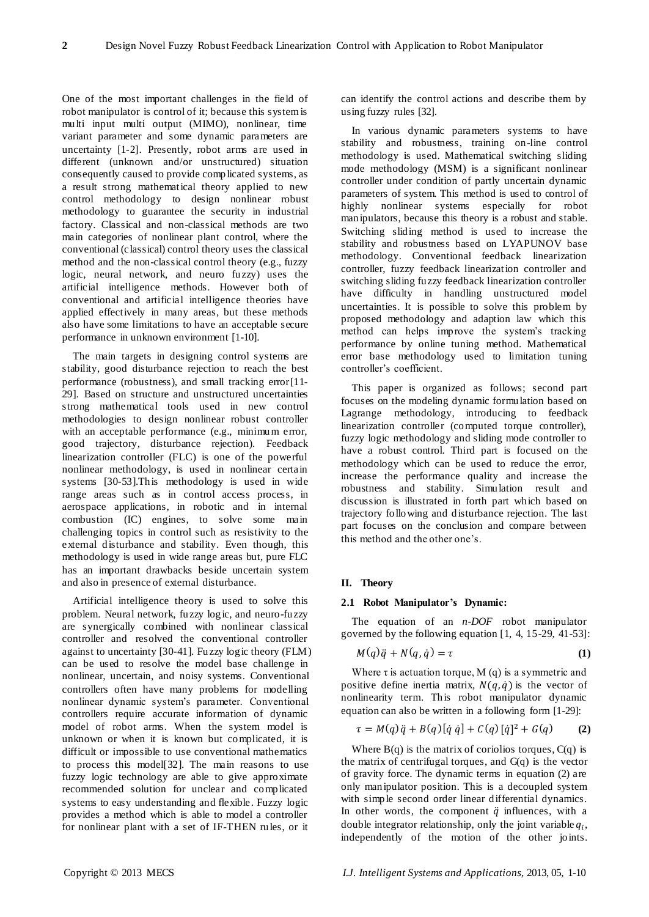One of the most important challenges in the field of robot manipulator is control of it; because this system is multi input multi output (MIMO), nonlinear, time variant parameter and some dynamic parameters are uncertainty [1-2]. Presently, robot arms are used in different (unknown and/or unstructured) situation consequently caused to provide complicated systems, as a result strong mathematical theory applied to new control methodology to design nonlinear robust methodology to guarantee the security in industrial factory. Classical and non-classical methods are two main categories of nonlinear plant control, where the conventional (classical) control theory uses the classical method and the non-classical control theory (e.g., fuzzy logic, neural network, and neuro fuzzy) uses the artificial intelligence methods. However both of conventional and artificial intelligence theories have applied effectively in many areas, but these methods also have some limitations to have an acceptable secure performance in unknown environment [1-10].

The main targets in designing control systems are stability, good disturbance rejection to reach the best performance (robustness), and small tracking error[11-29]. Based on structure and unstructured uncertainties strong mathematical tools used in new control methodologies to design nonlinear robust controller with an acceptable performance (e.g., minimum error, good trajectory, disturbance rejection). Feedback linearization controller (FLC) is one of the powerful nonlinear methodology, is used in nonlinear certain systems [30-53].This methodology is used in wide range areas such as in control access process, in aerospace applications, in robotic and in internal combustion (IC) engines, to solve some main challenging topics in control such as resistivity to the external disturbance and stability. Even though, this methodology is used in wide range areas but, pure FLC has an important drawbacks beside uncertain system and also in presence of external disturbance.

Artificial intelligence theory is used to solve this problem. Neural network, fuzzy logic, and neuro-fuzzy are synergically combined with nonlinear classical controller and resolved the conventional controller against to uncertainty [30-41]. Fuzzy logic theory (FLM) can be used to resolve the model base challenge in nonlinear, uncertain, and noisy systems. Conventional controllers often have many problems for modelling nonlinear dynamic system's parameter. Conventional controllers require accurate information of dynamic model of robot arms. When the system model is unknown or when it is known but complicated, it is difficult or impossible to use conventional mathematics to process this model[32]. The main reasons to use fuzzy logic technology are able to give approximate recommended solution for unclear and complicated systems to easy understanding and flexible. Fuzzy logic provides a method which is able to model a controller for nonlinear plant with a set of IF-THEN rules, or it can identify the control actions and describe them by using fuzzy rules [32].

In various dynamic parameters systems to have stability and robustness, training on-line control methodology is used. Mathematical switching sliding mode methodology (MSM) is a significant nonlinear controller under condition of partly uncertain dynamic parameters of system. This method is used to control of highly nonlinear systems especially for robot manipulators, because this theory is a robust and stable. Switching sliding method is used to increase the stability and robustness based on LYAPUNOV base methodology. Conventional feedback linearization controller, fuzzy feedback linearization controller and switching sliding fuzzy feedback linearization controller have difficulty in handling unstructured model uncertainties. It is possible to solve this problem by proposed methodology and adaption law which this method can helps improve the system's tracking performance by online tuning method. Mathematical error base methodology used to limitation tuning controller's coefficient.

This paper is organized as follows; second part focuses on the modeling dynamic formulation based on Lagrange methodology, introducing to feedback linearization controller (computed torque controller), fuzzy logic methodology and sliding mode controller to have a robust control. Third part is focused on the methodology which can be used to reduce the error, increase the performance quality and increase the robustness and stability. Simulation result and discussion is illustrated in forth part which based on trajectory following and disturbance rejection. The last part focuses on the conclusion and compare between this method and the other one's.

## II. Theory

### 2.1 Robot Manipulator's Dynamic:

The equation of an *n-DOF* robot manipulator governed by the following equation [1, 4, 15-29, 41-53]:

$$M(q)\ddot{q} + N(q,\dot{q}) = \tau \tag{1}$$

Where τ is actuation torque, M (q) is a symmetric and positive define inertia matrix, $N(q,\dot{q})$ is the vector of nonlinearity term. This robot manipulator dynamic equation can also be written in a following form [1-29]:

$$\tau = M(q)\ddot{q} + B(q)[\dot{q}\,\dot{q}] + C(q)[\dot{q}]^2 + G(q) \tag{2}$$

Where B(q) is the matrix of coriolios torques, C(q) is the matrix of centrifugal torques, and G(q) is the vector of gravity force. The dynamic terms in equation (2) are only manipulator position. This is a decoupled system with simple second order linear differential dynamics. In other words, the component $\ddot{q}$ influences, with a double integrator relationship, only the joint variable $q_i$, independently of the motion of the other joints.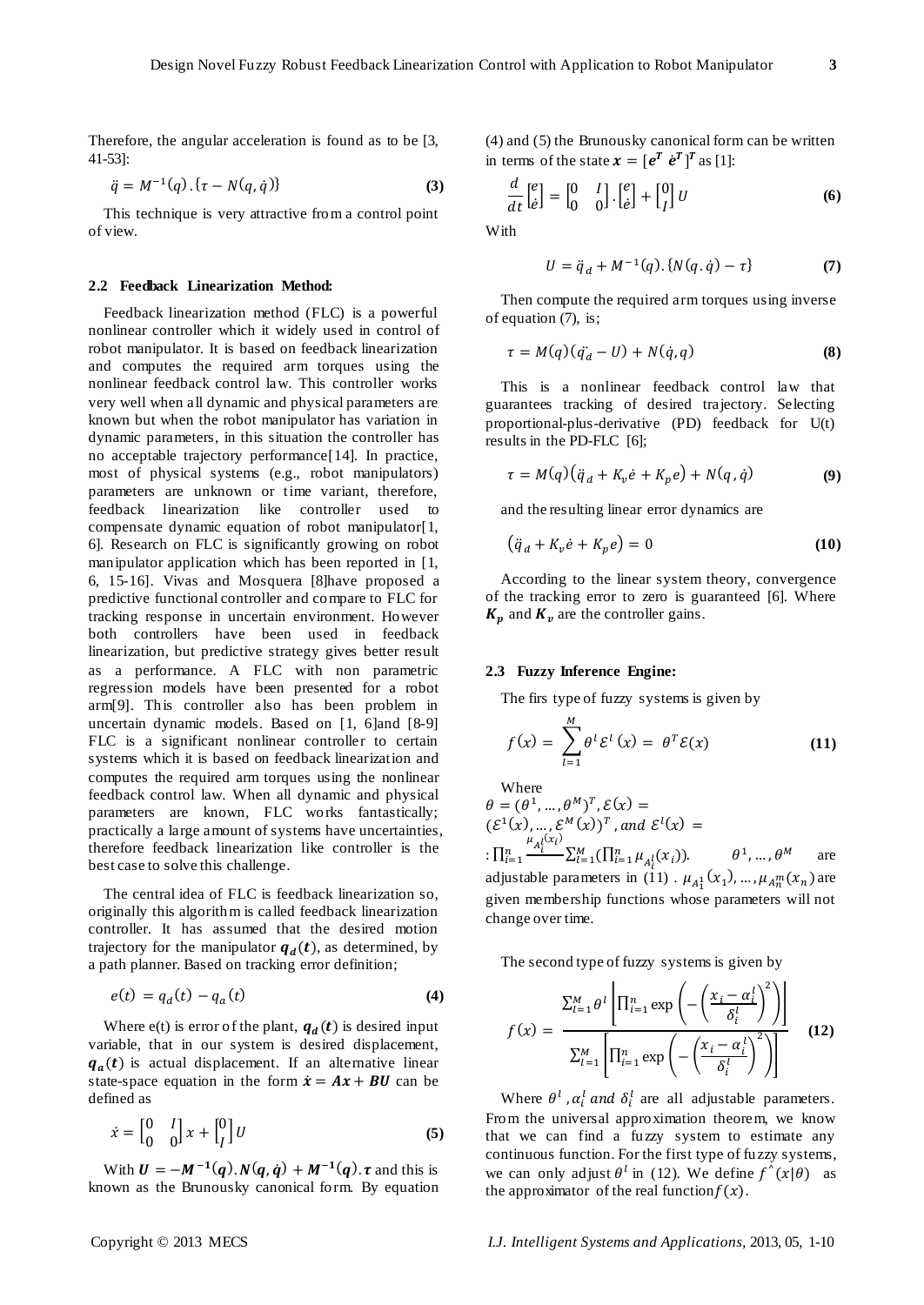Therefore, the angular acceleration is found as to be [3, 41-53]:

$$\ddot{q} = M^{-1}(q).\{\tau - N(q, \dot{q})\} \quad \textbf{(3)}$$

This technique is very attractive from a control point of view.

### 2.2 Feedback Linearization Method:

Feedback linearization method (FLC) is a powerful nonlinear controller which it widely used in control of robot manipulator. It is based on feedback linearization and computes the required arm torques using the nonlinear feedback control law. This controller works very well when all dynamic and physical parameters are known but when the robot manipulator has variation in dynamic parameters, in this situation the controller has no acceptable trajectory performance[14]. In practice, most of physical systems (e.g., robot manipulators) parameters are unknown or time variant, therefore, feedback linearization like controller used to compensate dynamic equation of robot manipulator[1, 6]. Research on FLC is significantly growing on robot manipulator application which has been reported in [1, 6, 15-16]. Vivas and Mosquera [8]have proposed a predictive functional controller and compare to FLC for tracking response in uncertain environment. However both controllers have been used in feedback linearization, but predictive strategy gives better result as a performance. A FLC with non parametric regression models have been presented for a robot arm[9]. This controller also has been problem in uncertain dynamic models. Based on [1, 6]and [8-9] FLC is a significant nonlinear controller to certain systems which it is based on feedback linearization and computes the required arm torques using the nonlinear feedback control law. When all dynamic and physical parameters are known, FLC works fantastically; practically a large amount of systems have uncertainties, therefore feedback linearization like controller is the best case to solve this challenge.

The central idea of FLC is feedback linearization so, originally this algorithm is called feedback linearization controller. It has assumed that the desired motion trajectory for the manipulator $\boldsymbol{q_d(t)}$, as determined, by a path planner. Based on tracking error definition;

$$e(t) = q_d(t) - q_a(t) \quad \textbf{(4)}$$

Where e(t) is error of the plant, $\boldsymbol{q_d(t)}$ is desired input variable, that in our system is desired displacement, $\boldsymbol{q_a(t)}$ is actual displacement. If an alternative linear state-space equation in the form $\dot{\boldsymbol{x}} = \boldsymbol{Ax} + \boldsymbol{BU}$ can be defined as

$$\dot{x} = \begin{bmatrix} 0 & I \\ 0 & 0 \end{bmatrix} x + \begin{bmatrix} 0 \\ I \end{bmatrix} U \quad \textbf{(5)}$$

With $\boldsymbol{U = -M^{-1}(q).N(q, \dot{q}) + M^{-1}(q).\tau}$ and this is known as the Brunousky canonical form. By equation (4) and (5) the Brunousky canonical form can be written in terms of the state $\boldsymbol{x} = [\boldsymbol{e^T} \ \dot{\boldsymbol{e}}^{\boldsymbol{T}}]^{\boldsymbol{T}}$ as [1]:

$$\frac{d}{dt}\begin{bmatrix} e \\ \dot{e} \end{bmatrix} = \begin{bmatrix} 0 & I \\ 0 & 0 \end{bmatrix} . \begin{bmatrix} e \\ \dot{e} \end{bmatrix} + \begin{bmatrix} 0 \\ I \end{bmatrix} U \quad \textbf{(6)}$$

With

$$U = \ddot{q}_d + M^{-1}(q).\{N(q.\dot{q}) - \tau\} \quad \textbf{(7)}$$

Then compute the required arm torques using inverse of equation (7), is;

$$\tau = M(q)(\ddot{q_d} - U) + N(\dot{q}, q) \quad \textbf{(8)}$$

This is a nonlinear feedback control law that guarantees tracking of desired trajectory. Selecting proportional-plus-derivative (PD) feedback for U(t) results in the PD-FLC [6];

$$\tau = M(q)\left(\ddot{q}_d + K_v\dot{e} + K_p e\right) + N(q, \dot{q}) \quad \textbf{(9)}$$

and the resulting linear error dynamics are

$$\left(\ddot{q}_d + K_v\dot{e} + K_p e\right) = 0 \quad \textbf{(10)}$$

According to the linear system theory, convergence of the tracking error to zero is guaranteed [6]. Where $\boldsymbol{K_p}$ and $\boldsymbol{K_v}$ are the controller gains.

### 2.3 Fuzzy Inference Engine:

The firs type of fuzzy systems is given by

$$f(x) = \sum_{l=1}^{M} \theta^l \mathcal{E}^l(x) = \theta^T \mathcal{E}(x) \quad \textbf{(11)}$$

Where
$\theta = (\theta^1, \ldots, \theta^M)^T, \mathcal{E}(x) = (\mathcal{E}^1(x), \ldots, \mathcal{E}^M(x))^T$, and $\mathcal{E}^l(x) = : \prod_{i=1}^{n} \frac{\mu_{A_i^l}(x_i)}{} \sum_{l=1}^{M}(\prod_{i=1}^{n} \mu_{A_i^l}(x_i))$. $\theta^1, \ldots, \theta^M$ are adjustable parameters in (11) . $\mu_{A_1^1}(x_1), \ldots, \mu_{A_n^m}(x_n)$ are given membership functions whose parameters will not change over time.

The second type of fuzzy systems is given by

$$f(x) = \frac{\sum_{l=1}^{M} \theta^l \left[\prod_{i=1}^{n} \exp\left(-\left(\frac{x_i - \alpha_i^l}{\delta_i^l}\right)^2\right)\right]}{\sum_{l=1}^{M} \left[\prod_{i=1}^{n} \exp\left(-\left(\frac{x_i - \alpha_i^l}{\delta_i^l}\right)^2\right)\right]} \quad \textbf{(12)}$$

Where $\theta^l, \alpha_i^l$ and $\delta_i^l$ are all adjustable parameters. From the universal approximation theorem, we know that we can find a fuzzy system to estimate any continuous function. For the first type of fuzzy systems, we can only adjust $\theta^l$ in (12). We define $f^{\wedge}(x|\theta)$ as the approximator of the real function $f(x)$.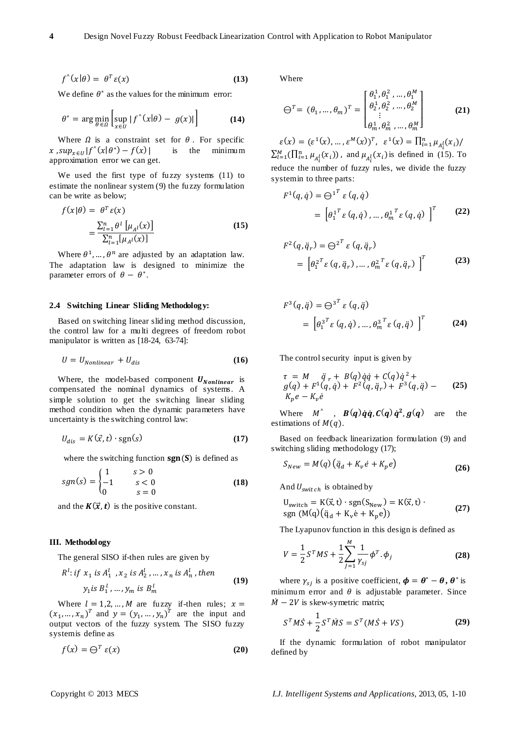$$f^{\wedge}(x|\theta) = \theta^T \varepsilon(x) \quad \textbf{(13)}$$

We define $\theta^*$ as the values for the minimum error:

$$\theta^* = \arg\min_{\theta \in \Omega} \left[ \sup_{x \in U} | f^{\wedge}(x|\theta) - g(x)| \right] \quad \textbf{(14)}$$

Where $\Omega$ is a constraint set for $\theta$. For specific $x$, $sup_{x \in U} |f^{\wedge}(x|\theta^*) - f(x)|$ is the minimum approximation error we can get.

We used the first type of fuzzy systems (11) to estimate the nonlinear system (9) the fuzzy formulation can be write as below;

$$f(x|\theta) = \theta^T \varepsilon(x) = \frac{\sum_{l=1}^{n} \theta^l \left[\mu_{A^l}(x)\right]}{\sum_{l=1}^{n} [\mu_{A^l}(x)]} \quad \textbf{(15)}$$

Where $\theta^1, \ldots, \theta^n$ are adjusted by an adaptation law. The adaptation law is designed to minimize the parameter errors of $\theta - \theta^*$.

### 2.4 Switching Linear Sliding Methodology:

Based on switching linear sliding method discussion, the control law for a multi degrees of freedom robot manipulator is written as [18-24, 63-74]:

$$U = U_{Nonlinear} + U_{dis} \quad \textbf{(16)}$$

Where, the model-based component $\boldsymbol{U_{Nonlinear}}$ is compensated the nominal dynamics of systems. A simple solution to get the switching linear sliding method condition when the dynamic parameters have uncertainty is the switching control law:

$$U_{dis} = K(\vec{x}, t) \cdot \mathrm{sgn}(s) \quad \textbf{(17)}$$

where the switching function $\mathbf{sgn}(\boldsymbol{S})$ is defined as

$$sgn(s) = \begin{cases} 1 & s > 0 \\ -1 & s < 0 \\ 0 & s = 0 \end{cases} \quad \textbf{(18)}$$

and the $\boldsymbol{K}(\vec{x}, \boldsymbol{t})$ is the positive constant.

## III. Methodology

The general SISO if-then rules are given by

$$R^l: if\ x_1\ is\ A_1^l\ , x_2\ is\ A_2^l\ , \ldots , x_n\ is\ A_n^l\ , then\ y_1 is\ B_1^l\ , \ldots , y_m\ is\ B_m^l \quad \textbf{(19)}$$

Where $l = 1,2, \ldots, M$ are fuzzy if-then rules; $x = (x_1, \ldots, x_n)^T$ and $y = (y_1, \ldots, y_n)^T$ are the input and output vectors of the fuzzy system. The SISO fuzzy system is define as

$$f(x) = \ominus^T \varepsilon(x) \quad \textbf{(20)}$$

Where

$$\ominus^T = (\theta_1, \ldots, \theta_m)^T = \begin{bmatrix} \theta_1^1, \theta_1^2, \ldots, \theta_1^M \\ \theta_2^1, \theta_2^2, \ldots, \theta_2^M \\ \vdots \\ \theta_m^1, \theta_m^2, \ldots, \theta_m^M \end{bmatrix} \quad \textbf{(21)}$$

$\varepsilon(x) = (\varepsilon^1(x), \ldots, \varepsilon^M(x))^T$, $\varepsilon^1(x) = \prod_{i=1}^{n} \mu_{A_i^l}(x_i) / \sum_{l=1}^{M} (\prod_{i=1}^{n} \mu_{A_i^l}(x_i))$, and $\mu_{A_i^l}(x_i)$ is defined in (15). To reduce the number of fuzzy rules, we divide the fuzzy system in to three parts:

$$F^1(q, \dot{q}) = \ominus^{1^T} \varepsilon(q, \dot{q}) = \left[\theta_1^{1^T} \varepsilon(q, \dot{q}), \ldots, \theta_m^{1^T} \varepsilon(q, \dot{q})\right]^T \quad \textbf{(22)}$$

$$F^2(q, \ddot{q}_r) = \ominus^{2^T} \varepsilon(q, \ddot{q}_r) = \left[\theta_1^{2^T} \varepsilon(q, \ddot{q}_r), \ldots, \theta_m^{2^T} \varepsilon(q, \ddot{q}_r)\right]^T \quad \textbf{(23)}$$

$$F^3(q, \ddot{q}) = \ominus^{3^T} \varepsilon(q, \ddot{q}) = \left[\theta_1^{3^T} \varepsilon(q, \dot{q}), \ldots, \theta_m^{3^T} \varepsilon(q, \ddot{q})\right]^T \quad \textbf{(24)}$$

The control security input is given by

$$\tau = M \quad \ddot{q}_r + B(q)\dot{q}\dot{q} + C(q)\dot{q}^2 + g(q) + F^1(q, \dot{q}) + F^2(q, \ddot{q}_r) + F^3(q, \ddot{q}) - K_p e - K_v \dot{e} \quad \textbf{(25)}$$

Where $M^{\wedge}$, $\boldsymbol{B(q)\dot{q}\dot{q}}, \boldsymbol{C(q)\dot{q}^2}, \boldsymbol{g(q)}$ are the estimations of $M(q)$.

Based on feedback linearization formulation (9) and switching sliding methodology (17);

$$S_{New} = M(q)\left(\ddot{q}_d + K_v \dot{e} + K_p e\right) \quad \textbf{(26)}$$

And $U_{switch}$ is obtained by

$$\mathrm{U_{switch}} = \mathrm{K}(\vec{x}, \mathrm{t}) \cdot \mathrm{sgn}(\mathrm{S_{New}}) = \mathrm{K}(\vec{x}, \mathrm{t}) \cdot \mathrm{sgn}\left(\mathrm{M(q)}\left(\ddot{\mathrm{q}}_\mathrm{d} + \mathrm{K_v}\dot{\mathrm{e}} + \mathrm{K_p e}\right)\right) \quad \textbf{(27)}$$

The Lyapunov function in this design is defined as

$$V = \frac{1}{2} S^T M S + \frac{1}{2} \sum_{j=1}^{M} \frac{1}{\gamma_{sj}} \phi^T . \phi_j \quad \textbf{(28)}$$

where $\gamma_{sj}$ is a positive coefficient, $\boldsymbol{\phi} = \boldsymbol{\theta}^* - \boldsymbol{\theta}$, $\boldsymbol{\theta}^*$ is minimum error and $\theta$ is adjustable parameter. Since $\dot{M} - 2V$ is skew-symetric matrix;

$$S^T M \dot{S} + \frac{1}{2} S^T \dot{M} S = S^T (M\dot{S} + VS) \quad \textbf{(29)}$$

If the dynamic formulation of robot manipulator defined by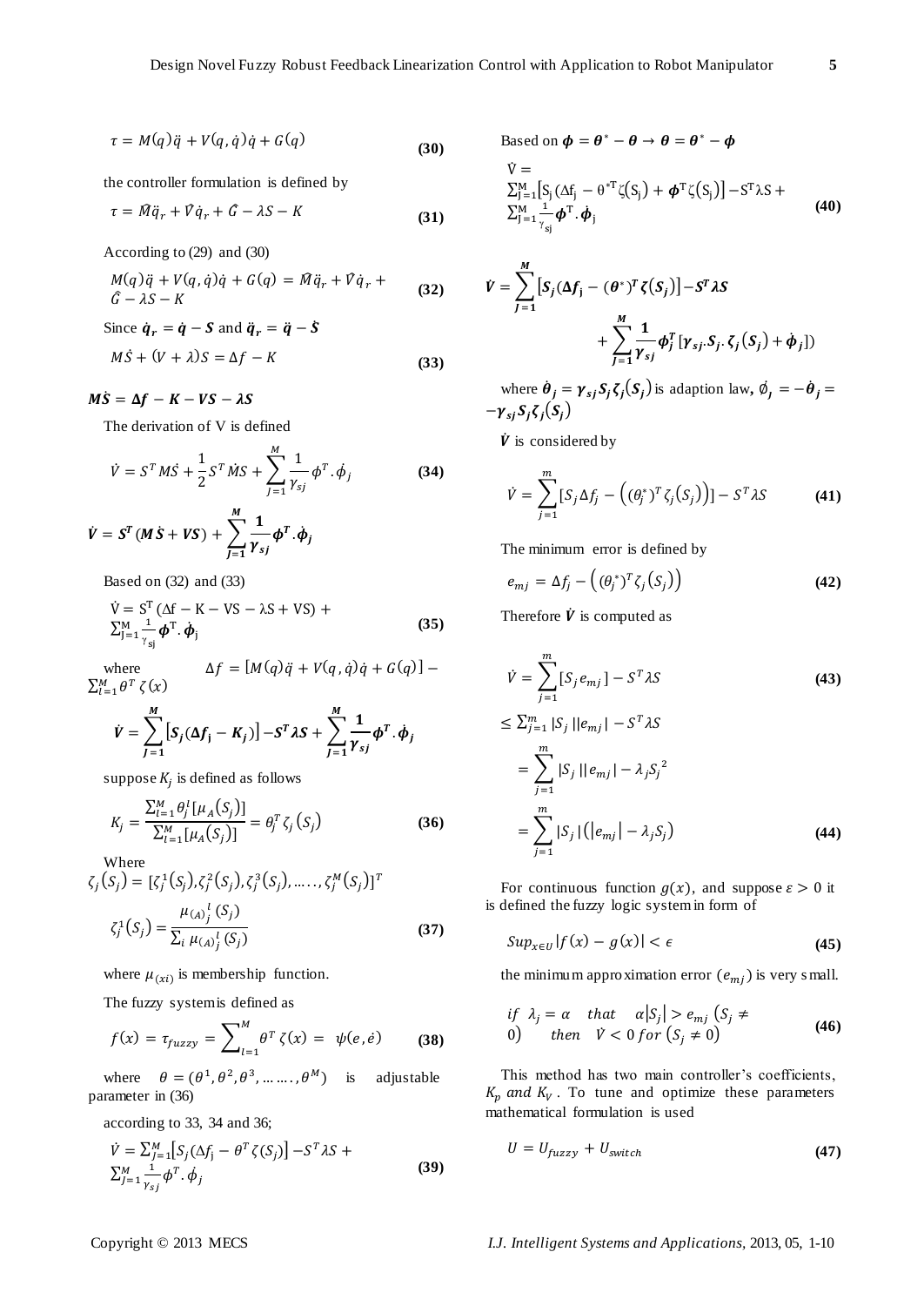$$\tau = M(q)\ddot{q} + V(q,\dot{q})\dot{q} + G(q) \tag{30}$$

the controller formulation is defined by

$$\tau = \hat{M}\ddot{q}_r + \hat{V}\dot{q}_r + \hat{G} - \lambda S - K \tag{31}$$

According to (29) and (30)

$$M(q)\ddot{q} + V(q,\dot{q})\dot{q} + G(q) = \hat{M}\ddot{q}_r + \hat{V}\dot{q}_r + \hat{G} - \lambda S - K \tag{32}$$

Since $\dot{\boldsymbol{q}}_{\boldsymbol{r}} = \dot{\boldsymbol{q}} - \boldsymbol{S}$ and $\ddot{\boldsymbol{q}}_{\boldsymbol{r}} = \ddot{\boldsymbol{q}} - \dot{\boldsymbol{S}}$

$$M\dot{S} + (V + \lambda)S = \Delta f - K \tag{33}$$

$$\boldsymbol{M\dot{S} = \Delta f - K - VS - \lambda S}$$

The derivation of V is defined

$$\dot{V} = S^T M\dot{S} + \frac{1}{2}S^T \dot{M}S + \sum_{J=1}^{M}\frac{1}{\gamma_{sj}}\phi^T.\dot{\phi}_j \tag{34}$$

$$\dot{\boldsymbol{V}} = \boldsymbol{S^T}(\boldsymbol{M\dot{S}} + \boldsymbol{VS}) + \sum_{J=1}^{M}\frac{\boldsymbol{1}}{\boldsymbol{\gamma_{sj}}}\boldsymbol{\phi^T}.\dot{\boldsymbol{\phi}}_{\boldsymbol{j}}$$

Based on (32) and (33)

$$\dot{V} = S^T(\Delta f - K - VS - \lambda S + VS) + \sum_{J=1}^{M}\frac{1}{\gamma_{sj}}\boldsymbol{\phi}^T.\dot{\boldsymbol{\phi}}_j \tag{35}$$

where $\Delta f = [M(q)\ddot{q} + V(q,\dot{q})\dot{q} + G(q)] - \sum_{l=1}^{M}\theta^T\zeta(x)$

$$\dot{\boldsymbol{V}} = \sum_{J=1}^{M}\left[\boldsymbol{S_j}(\boldsymbol{\Delta f_j} - \boldsymbol{K_j})\right] - \boldsymbol{S^T\lambda S} + \sum_{J=1}^{M}\frac{\boldsymbol{1}}{\boldsymbol{\gamma_{sj}}}\boldsymbol{\phi^T}.\dot{\boldsymbol{\phi}}_{\boldsymbol{j}}$$

suppose $K_j$ is defined as follows

$$K_j = \frac{\sum_{l=1}^{M}\theta_j^l[\mu_A(S_j)]}{\sum_{l=1}^{M}[\mu_A(S_j)]} = \theta_j^T\zeta_j(S_j) \tag{36}$$

Where

$$\zeta_j(S_j) = [\zeta_j^1(S_j), \zeta_j^2(S_j), \zeta_j^3(S_j), \ldots\ldots, \zeta_j^M(S_j)]^T$$

$$\zeta_j^1(S_j) = \frac{\mu_{(A)}{}_j^l(S_j)}{\sum_i \mu_{(A)}{}_j^l(S_j)} \tag{37}$$

where $\mu_{(xi)}$ is membership function.

The fuzzy system is defined as

$$f(x) = \tau_{fuzzy} = \sum_{l=1}^{M}\theta^T\zeta(x) = \psi(e,\dot{e}) \tag{38}$$

where $\theta = (\theta^1, \theta^2, \theta^3, \ldots\ldots, \theta^M)$ is adjustable parameter in (36)

according to 33, 34 and 36;

$$\dot{V} = \sum_{J=1}^{M}\left[S_j(\Delta f_j - \theta^T\zeta(S_j))\right] - S^T\lambda S + \sum_{J=1}^{M}\frac{1}{\gamma_{sj}}\phi^T.\dot{\phi}_j \tag{39}$$

Based on $\boldsymbol{\phi} = \boldsymbol{\theta}^* - \boldsymbol{\theta} \rightarrow \boldsymbol{\theta} = \boldsymbol{\theta}^* - \boldsymbol{\phi}$

$$\dot{V} = \sum_{J=1}^{M}\left[S_j(\Delta f_j - \theta^{*T}\zeta(S_j)) + \boldsymbol{\phi}^T\zeta(S_j)\right] - S^T\lambda S + \sum_{J=1}^{M}\frac{1}{\gamma_{sj}}\boldsymbol{\phi}^T.\dot{\boldsymbol{\phi}}_j \tag{40}$$

$$\dot{\boldsymbol{V}} = \sum_{J=1}^{M}\left[\boldsymbol{S_j}(\boldsymbol{\Delta f_j} - (\boldsymbol{\theta^*})^{\boldsymbol{T}}\boldsymbol{\zeta}(\boldsymbol{S_j}))\right] - \boldsymbol{S^T\lambda S} + \sum_{J=1}^{M}\frac{\boldsymbol{1}}{\boldsymbol{\gamma_{sj}}}\boldsymbol{\phi_j^T}[\boldsymbol{\gamma_{sj}}.\boldsymbol{S_j}.\boldsymbol{\zeta_j}(\boldsymbol{S_j}) + \dot{\boldsymbol{\phi}}_{\boldsymbol{j}}])$$

where $\dot{\boldsymbol{\theta}}_{\boldsymbol{j}} = \boldsymbol{\gamma_{sj}}\boldsymbol{S_j}\boldsymbol{\zeta_j}(\boldsymbol{S_j})$ is adaption law, $\dot{\phi}_j = -\dot{\boldsymbol{\theta}}_{\boldsymbol{j}} = -\boldsymbol{\gamma_{sj}}\boldsymbol{S_j}\boldsymbol{\zeta_j}(\boldsymbol{S_j})$

$\dot{\boldsymbol{V}}$ is considered by

$$\dot{V} = \sum_{j=1}^{m}[S_j\Delta f_j - \left((\theta_j^*)^T\zeta_j(S_j)\right)] - S^T\lambda S \tag{41}$$

The minimum error is defined by

$$e_{mj} = \Delta f_j - \left((\theta_j^*)^T\zeta_j(S_j)\right) \tag{42}$$

Therefore $\dot{\boldsymbol{V}}$ is computed as

$$\dot{V} = \sum_{j=1}^{m}[S_j e_{mj}] - S^T\lambda S \tag{43}$$

$$\leq \sum_{j=1}^{m}|S_j||e_{mj}| - S^T\lambda S$$

$$= \sum_{j=1}^{m}|S_j||e_{mj}| - \lambda_j S_j^2$$

$$= \sum_{j=1}^{m}|S_j|(|e_{mj}| - \lambda_j S_j) \tag{44}$$

For continuous function $g(x)$, and suppose $\varepsilon > 0$ it is defined the fuzzy logic system in form of

$$Sup_{x\in U}|f(x) - g(x)| < \epsilon \tag{45}$$

the minimum approximation error $(e_{mj})$ is very small.

$$if \;\; \lambda_j = \alpha \quad that \quad \alpha|S_j| > e_{mj} \; (S_j \neq 0) \quad then \quad \dot{V} < 0 \; for \; (S_j \neq 0) \tag{46}$$

This method has two main controller's coefficients, $K_p$ *and* $K_V$. To tune and optimize these parameters mathematical formulation is used

$$U = U_{fuzzy} + U_{switch} \tag{47}$$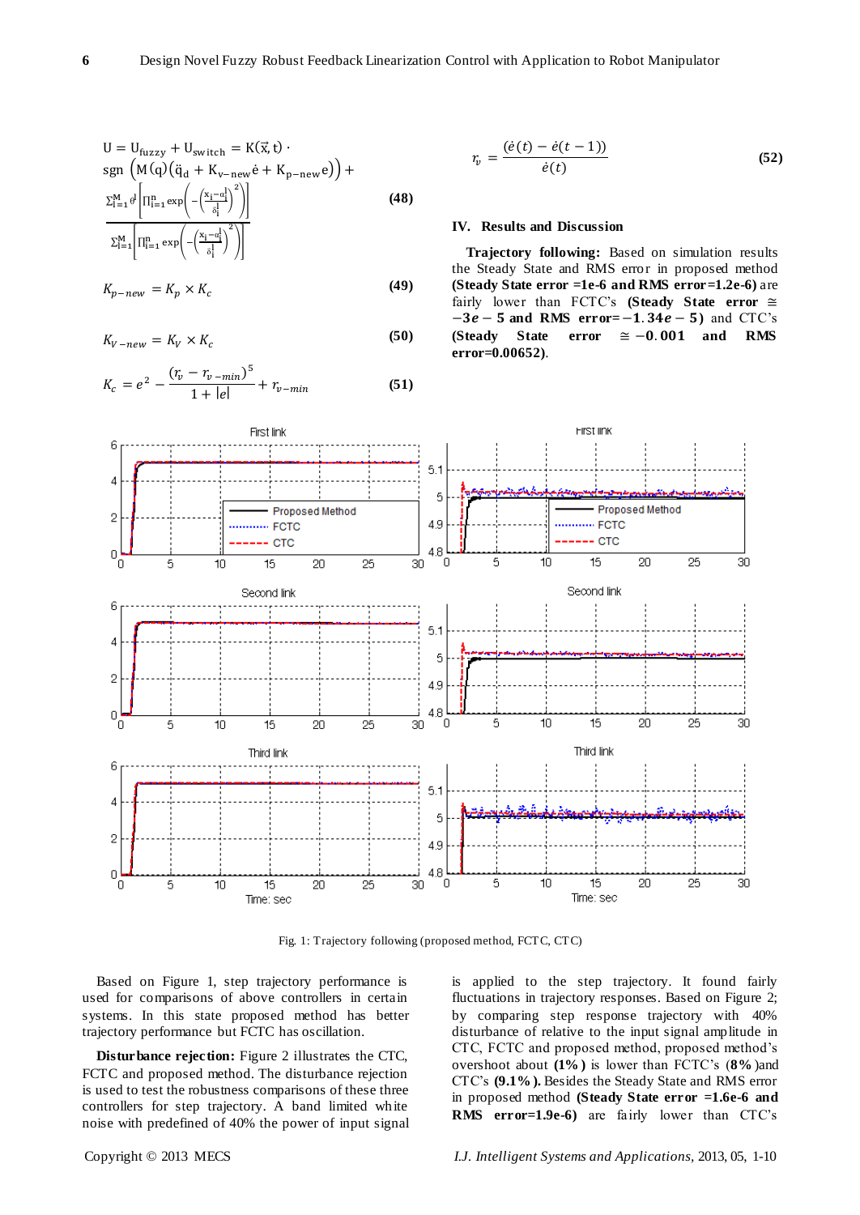$$U = U_{fuzzy} + U_{switch} = K(\vec{x}, t) \cdot \text{sgn}\left(M(q)\left(\ddot{q}_d + K_{v-new}\dot{e} + K_{p-new}e\right)\right) + \frac{\sum_{l=1}^{M} \theta^l \left[\prod_{i=1}^{n} \exp\left(-\left(\frac{x_i - \alpha_i^l}{\delta_i^l}\right)^2\right)\right]}{\sum_{l=1}^{M} \left[\prod_{i=1}^{n} \exp\left(-\left(\frac{x_i - \alpha_i^l}{\delta_i^l}\right)^2\right)\right]} \tag{48}$$

$$K_{p-new} = K_p \times K_c \tag{49}$$

$$K_{V-new} = K_V \times K_c \tag{50}$$

$$K_c = e^2 - \frac{(r_v - r_{v-min})^5}{1 + |e|} + r_{v-min} \tag{51}$$

$$r_v = \frac{(\dot{e}(t) - \dot{e}(t-1))}{\dot{e}(t)} \tag{52}$$

## IV. Results and Discussion

**Trajectory following:** Based on simulation results the Steady State and RMS error in proposed method **(Steady State error =1e-6 and RMS error=1.2e-6)** are fairly lower than FCTC's **(Steady State error $\cong -3e-5$ and RMS error$=-1.34e-5$)** and CTC's **(Steady State error $\cong -0.001$ and RMS error=0.00652)**.

Fig. 1: Trajectory following (proposed method, FCTC, CTC)

Based on Figure 1, step trajectory performance is used for comparisons of above controllers in certain systems. In this state proposed method has better trajectory performance but FCTC has oscillation.

**Disturbance rejection:** Figure 2 illustrates the CTC, FCTC and proposed method. The disturbance rejection is used to test the robustness comparisons of these three controllers for step trajectory. A band limited white noise with predefined of 40% the power of input signal is applied to the step trajectory. It found fairly fluctuations in trajectory responses. Based on Figure 2; by comparing step response trajectory with 40% disturbance of relative to the input signal amplitude in CTC, FCTC and proposed method, proposed method's overshoot about **(1%)** is lower than FCTC's (**8%**)and CTC's **(9.1%).** Besides the Steady State and RMS error in proposed method **(Steady State error =1.6e-6 and RMS error=1.9e-6)** are fairly lower than CTC's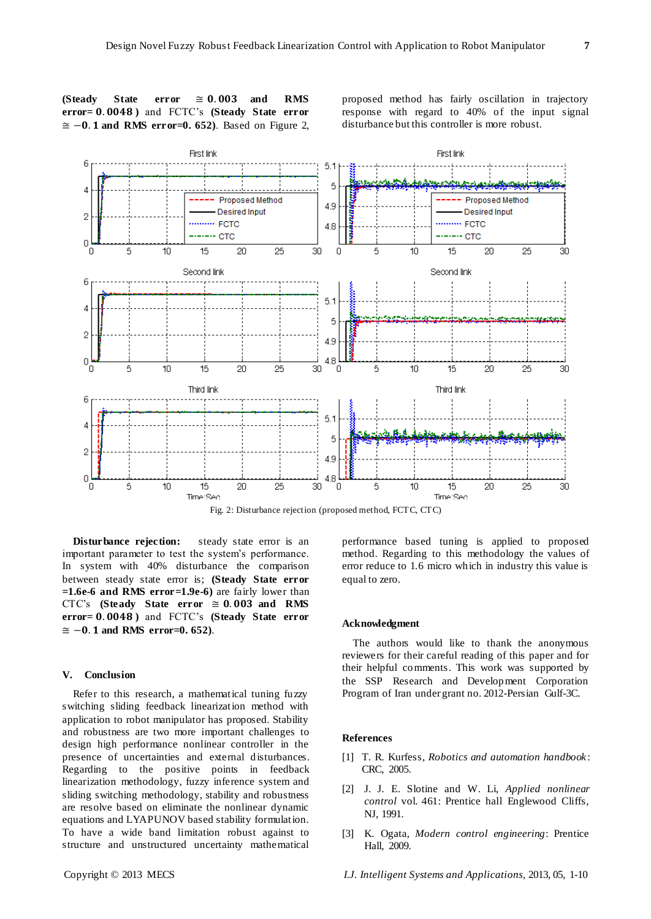**(Steady State error $\cong 0.003$ and RMS error= $0.0048$)** and FCTC's **(Steady State error $\cong -0.1$ and RMS error=0. 652)**. Based on Figure 2, proposed method has fairly oscillation in trajectory response with regard to 40% of the input signal disturbance but this controller is more robust.

Fig. 2: Disturbance rejection (proposed method, FCTC, CTC)

**Disturbance rejection:** steady state error is an important parameter to test the system's performance. In system with 40% disturbance the comparison between steady state error is; **(Steady State error =1.6e-6 and RMS error=1.9e-6)** are fairly lower than CTC's **(Steady State error $\cong 0.003$ and RMS error= $0.0048$)** and FCTC's **(Steady State error $\cong -0.1$ and RMS error=0. 652)**.

## V. Conclusion

Refer to this research, a mathematical tuning fuzzy switching sliding feedback linearization method with application to robot manipulator has proposed. Stability and robustness are two more important challenges to design high performance nonlinear controller in the presence of uncertainties and external disturbances. Regarding to the positive points in feedback linearization methodology, fuzzy inference system and sliding switching methodology, stability and robustness are resolve based on eliminate the nonlinear dynamic equations and LYAPUNOV based stability formulation. To have a wide band limitation robust against to structure and unstructured uncertainty mathematical performance based tuning is applied to proposed method. Regarding to this methodology the values of error reduce to 1.6 micro which in industry this value is equal to zero.

## Acknowledgment

The authors would like to thank the anonymous reviewers for their careful reading of this paper and for their helpful comments. This work was supported by the SSP Research and Development Corporation Program of Iran under grant no. 2012-Persian Gulf-3C.

## References

[1] T. R. Kurfess, *Robotics and automation handbook*: CRC, 2005.

[2] J. J. E. Slotine and W. Li, *Applied nonlinear control* vol. 461: Prentice hall Englewood Cliffs, NJ, 1991.

[3] K. Ogata, *Modern control engineering*: Prentice Hall, 2009.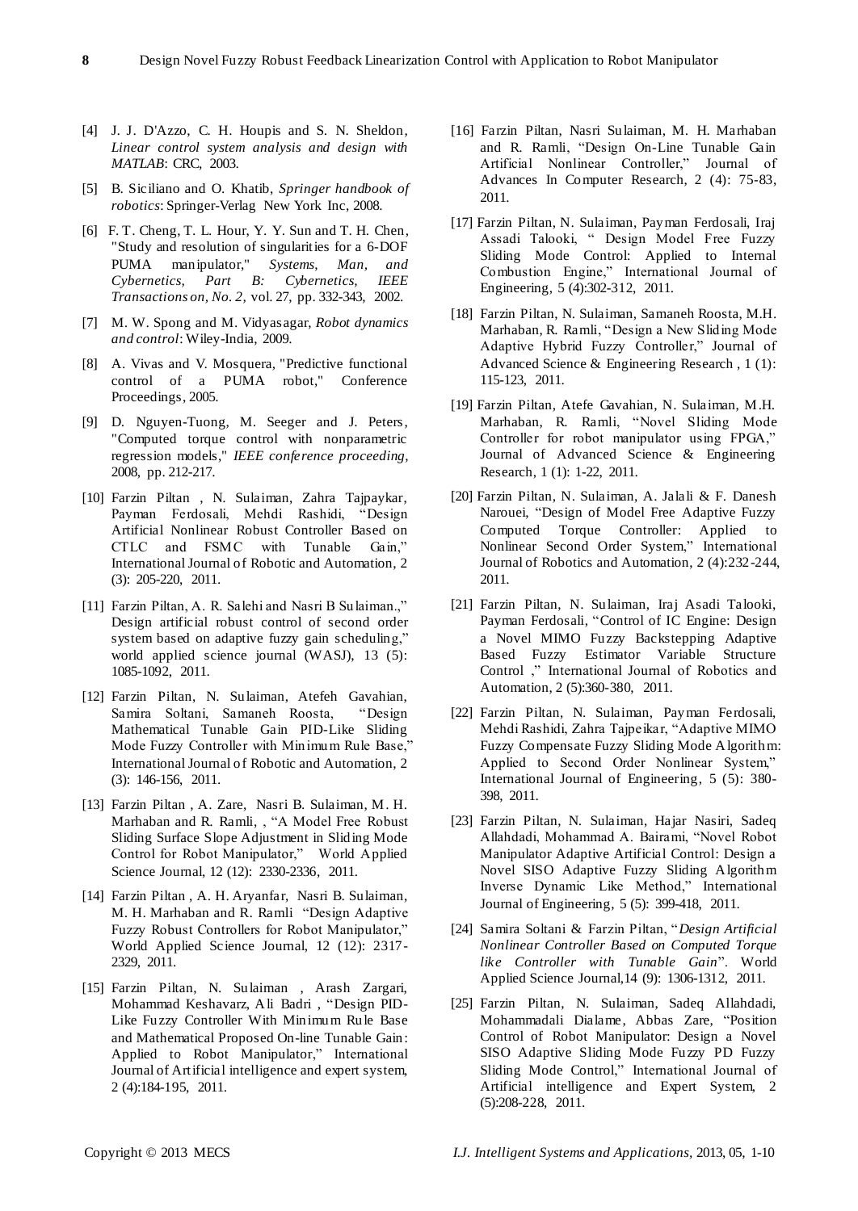[4] J. J. D'Azzo, C. H. Houpis and S. N. Sheldon, *Linear control system analysis and design with MATLAB*: CRC, 2003.

[5] B. Siciliano and O. Khatib, *Springer handbook of robotics*: Springer-Verlag New York Inc, 2008.

[6] F. T. Cheng, T. L. Hour, Y. Y. Sun and T. H. Chen, "Study and resolution of singularities for a 6-DOF PUMA manipulator," *Systems, Man, and Cybernetics, Part B: Cybernetics, IEEE Transactions on, No. 2,* vol. 27, pp. 332-343, 2002.

[7] M. W. Spong and M. Vidyasagar, *Robot dynamics and control*: Wiley-India, 2009.

[8] A. Vivas and V. Mosquera, "Predictive functional control of a PUMA robot," Conference Proceedings, 2005.

[9] D. Nguyen-Tuong, M. Seeger and J. Peters, "Computed torque control with nonparametric regression models," *IEEE conference proceeding,* 2008, pp. 212-217.

[10] Farzin Piltan , N. Sulaiman, Zahra Tajpaykar, Payman Ferdosali, Mehdi Rashidi, "Design Artificial Nonlinear Robust Controller Based on CTLC and FSMC with Tunable Gain," International Journal of Robotic and Automation, 2 (3): 205-220, 2011.

[11] Farzin Piltan, A. R. Salehi and Nasri B Sulaiman.," Design artificial robust control of second order system based on adaptive fuzzy gain scheduling," world applied science journal (WASJ), 13 (5): 1085-1092, 2011.

[12] Farzin Piltan, N. Sulaiman, Atefeh Gavahian, Samira Soltani, Samaneh Roosta, "Design Mathematical Tunable Gain PID-Like Sliding Mode Fuzzy Controller with Minimum Rule Base," International Journal of Robotic and Automation, 2 (3): 146-156, 2011.

[13] Farzin Piltan , A. Zare, Nasri B. Sulaiman, M. H. Marhaban and R. Ramli, , "A Model Free Robust Sliding Surface Slope Adjustment in Sliding Mode Control for Robot Manipulator," World Applied Science Journal, 12 (12): 2330-2336, 2011.

[14] Farzin Piltan , A. H. Aryanfar, Nasri B. Sulaiman, M. H. Marhaban and R. Ramli "Design Adaptive Fuzzy Robust Controllers for Robot Manipulator," World Applied Science Journal, 12 (12): 2317-2329, 2011.

[15] Farzin Piltan, N. Sulaiman , Arash Zargari, Mohammad Keshavarz, Ali Badri , "Design PID-Like Fuzzy Controller With Minimum Rule Base and Mathematical Proposed On-line Tunable Gain: Applied to Robot Manipulator," International Journal of Artificial intelligence and expert system, 2 (4):184-195, 2011.

[16] Farzin Piltan, Nasri Sulaiman, M. H. Marhaban and R. Ramli, "Design On-Line Tunable Gain Artificial Nonlinear Controller," Journal of Advances In Computer Research, 2 (4): 75-83, 2011.

[17] Farzin Piltan, N. Sulaiman, Payman Ferdosali, Iraj Assadi Talooki, " Design Model Free Fuzzy Sliding Mode Control: Applied to Internal Combustion Engine," International Journal of Engineering, 5 (4):302-312, 2011.

[18] Farzin Piltan, N. Sulaiman, Samaneh Roosta, M.H. Marhaban, R. Ramli, "Design a New Sliding Mode Adaptive Hybrid Fuzzy Controller," Journal of Advanced Science & Engineering Research , 1 (1): 115-123, 2011.

[19] Farzin Piltan, Atefe Gavahian, N. Sulaiman, M.H. Marhaban, R. Ramli, "Novel Sliding Mode Controller for robot manipulator using FPGA," Journal of Advanced Science & Engineering Research, 1 (1): 1-22, 2011.

[20] Farzin Piltan, N. Sulaiman, A. Jalali & F. Danesh Narouei, "Design of Model Free Adaptive Fuzzy Computed Torque Controller: Applied to Nonlinear Second Order System," International Journal of Robotics and Automation, 2 (4):232-244, 2011.

[21] Farzin Piltan, N. Sulaiman, Iraj Asadi Talooki, Payman Ferdosali, "Control of IC Engine: Design a Novel MIMO Fuzzy Backstepping Adaptive Based Fuzzy Estimator Variable Structure Control ," International Journal of Robotics and Automation, 2 (5):360-380, 2011.

[22] Farzin Piltan, N. Sulaiman, Payman Ferdosali, Mehdi Rashidi, Zahra Tajpeikar, "Adaptive MIMO Fuzzy Compensate Fuzzy Sliding Mode Algorithm: Applied to Second Order Nonlinear System," International Journal of Engineering, 5 (5): 380-398, 2011.

[23] Farzin Piltan, N. Sulaiman, Hajar Nasiri, Sadeq Allahdadi, Mohammad A. Bairami, "Novel Robot Manipulator Adaptive Artificial Control: Design a Novel SISO Adaptive Fuzzy Sliding Algorithm Inverse Dynamic Like Method," International Journal of Engineering, 5 (5): 399-418, 2011.

[24] Samira Soltani & Farzin Piltan, "*Design Artificial Nonlinear Controller Based on Computed Torque like Controller with Tunable Gain*". World Applied Science Journal,14 (9): 1306-1312, 2011.

[25] Farzin Piltan, N. Sulaiman, Sadeq Allahdadi, Mohammadali Dialame, Abbas Zare, "Position Control of Robot Manipulator: Design a Novel SISO Adaptive Sliding Mode Fuzzy PD Fuzzy Sliding Mode Control," International Journal of Artificial intelligence and Expert System, 2 (5):208-228, 2011.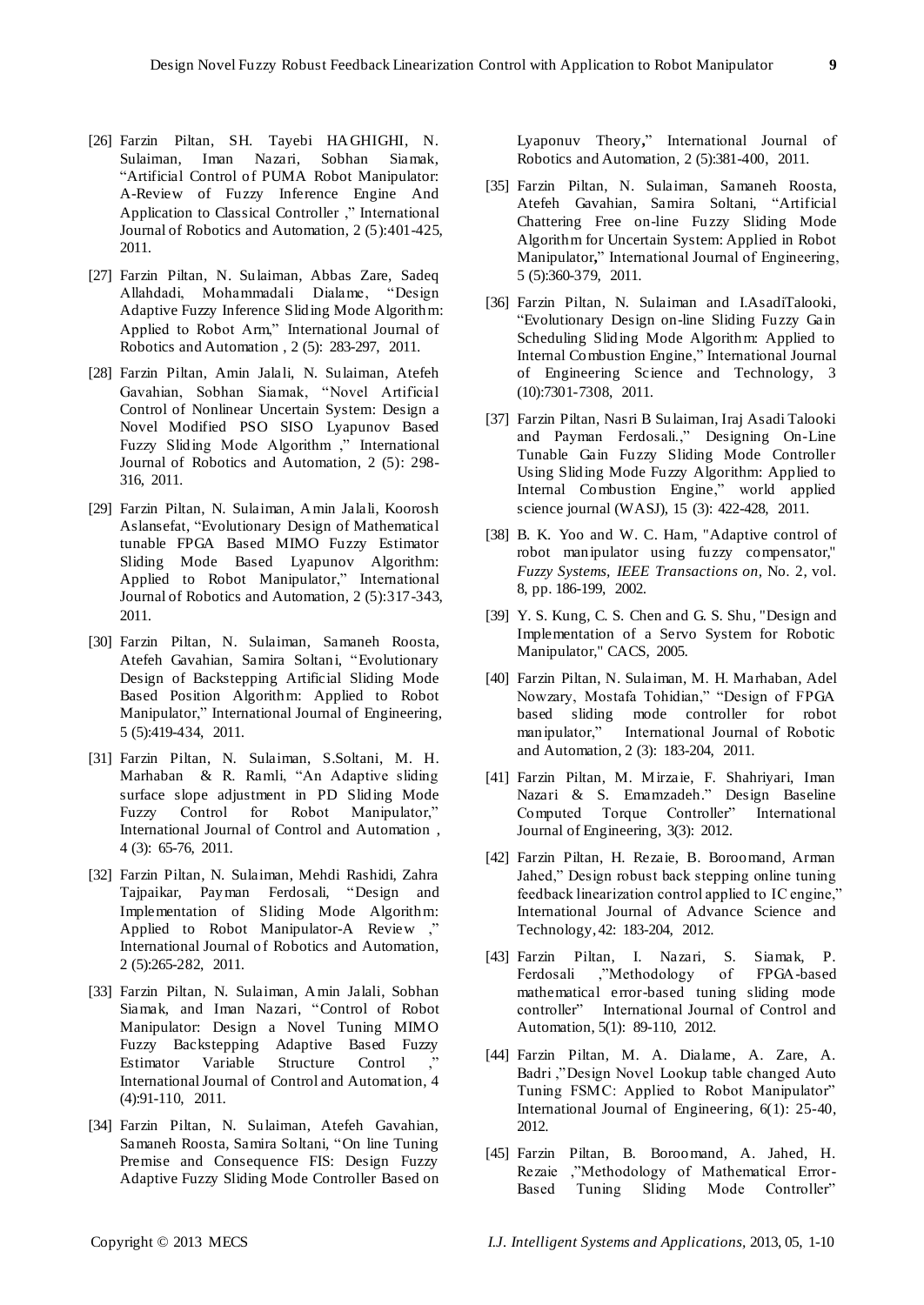[26] Farzin Piltan, SH. Tayebi HAGHIGHI, N. Sulaiman, Iman Nazari, Sobhan Siamak, "Artificial Control of PUMA Robot Manipulator: A-Review of Fuzzy Inference Engine And Application to Classical Controller ," International Journal of Robotics and Automation, 2 (5):401-425, 2011.

[27] Farzin Piltan, N. Sulaiman, Abbas Zare, Sadeq Allahdadi, Mohammadali Dialame, "Design Adaptive Fuzzy Inference Sliding Mode Algorithm: Applied to Robot Arm," International Journal of Robotics and Automation , 2 (5): 283-297, 2011.

[28] Farzin Piltan, Amin Jalali, N. Sulaiman, Atefeh Gavahian, Sobhan Siamak, "Novel Artificial Control of Nonlinear Uncertain System: Design a Novel Modified PSO SISO Lyapunov Based Fuzzy Sliding Mode Algorithm ," International Journal of Robotics and Automation, 2 (5): 298-316, 2011.

[29] Farzin Piltan, N. Sulaiman, Amin Jalali, Koorosh Aslansefat, "Evolutionary Design of Mathematical tunable FPGA Based MIMO Fuzzy Estimator Sliding Mode Based Lyapunov Algorithm: Applied to Robot Manipulator," International Journal of Robotics and Automation, 2 (5):317-343, 2011.

[30] Farzin Piltan, N. Sulaiman, Samaneh Roosta, Atefeh Gavahian, Samira Soltani, "Evolutionary Design of Backstepping Artificial Sliding Mode Based Position Algorithm: Applied to Robot Manipulator," International Journal of Engineering, 5 (5):419-434, 2011.

[31] Farzin Piltan, N. Sulaiman, S.Soltani, M. H. Marhaban & R. Ramli, "An Adaptive sliding surface slope adjustment in PD Sliding Mode Fuzzy Control for Robot Manipulator," International Journal of Control and Automation , 4 (3): 65-76, 2011.

[32] Farzin Piltan, N. Sulaiman, Mehdi Rashidi, Zahra Tajpaikar, Payman Ferdosali, "Design and Implementation of Sliding Mode Algorithm: Applied to Robot Manipulator-A Review ," International Journal of Robotics and Automation, 2 (5):265-282, 2011.

[33] Farzin Piltan, N. Sulaiman, Amin Jalali, Sobhan Siamak, and Iman Nazari, "Control of Robot Manipulator: Design a Novel Tuning MIMO Fuzzy Backstepping Adaptive Based Fuzzy Estimator Variable Structure Control ," International Journal of Control and Automation, 4 (4):91-110, 2011.

[34] Farzin Piltan, N. Sulaiman, Atefeh Gavahian, Samaneh Roosta, Samira Soltani, "On line Tuning Premise and Consequence FIS: Design Fuzzy Adaptive Fuzzy Sliding Mode Controller Based on Lyaponuv Theory," International Journal of Robotics and Automation, 2 (5):381-400, 2011.

[35] Farzin Piltan, N. Sulaiman, Samaneh Roosta, Atefeh Gavahian, Samira Soltani, "Artificial Chattering Free on-line Fuzzy Sliding Mode Algorithm for Uncertain System: Applied in Robot Manipulator," International Journal of Engineering, 5 (5):360-379, 2011.

[36] Farzin Piltan, N. Sulaiman and I.AsadiTalooki, "Evolutionary Design on-line Sliding Fuzzy Gain Scheduling Sliding Mode Algorithm: Applied to Internal Combustion Engine," International Journal of Engineering Science and Technology, 3 (10):7301-7308, 2011.

[37] Farzin Piltan, Nasri B Sulaiman, Iraj Asadi Talooki and Payman Ferdosali.," Designing On-Line Tunable Gain Fuzzy Sliding Mode Controller Using Sliding Mode Fuzzy Algorithm: Applied to Internal Combustion Engine," world applied science journal (WASJ), 15 (3): 422-428, 2011.

[38] B. K. Yoo and W. C. Ham, "Adaptive control of robot manipulator using fuzzy compensator," *Fuzzy Systems, IEEE Transactions on*, No. 2, vol. 8, pp. 186-199, 2002.

[39] Y. S. Kung, C. S. Chen and G. S. Shu, "Design and Implementation of a Servo System for Robotic Manipulator," CACS, 2005.

[40] Farzin Piltan, N. Sulaiman, M. H. Marhaban, Adel Nowzary, Mostafa Tohidian," "Design of FPGA based sliding mode controller for robot manipulator," International Journal of Robotic and Automation, 2 (3): 183-204, 2011.

[41] Farzin Piltan, M. Mirzaie, F. Shahriyari, Iman Nazari & S. Emamzadeh." Design Baseline Computed Torque Controller" International Journal of Engineering, 3(3): 2012.

[42] Farzin Piltan, H. Rezaie, B. Boroomand, Arman Jahed," Design robust back stepping online tuning feedback linearization control applied to IC engine," International Journal of Advance Science and Technology, 42: 183-204, 2012.

[43] Farzin Piltan, I. Nazari, S. Siamak, P. Ferdosali ,"Methodology of FPGA-based mathematical error-based tuning sliding mode controller" International Journal of Control and Automation, 5(1): 89-110, 2012.

[44] Farzin Piltan, M. A. Dialame, A. Zare, A. Badri ,"Design Novel Lookup table changed Auto Tuning FSMC: Applied to Robot Manipulator" International Journal of Engineering, 6(1): 25-40, 2012.

[45] Farzin Piltan, B. Boroomand, A. Jahed, H. Rezaie ,"Methodology of Mathematical Error-Based Tuning Sliding Mode Controller"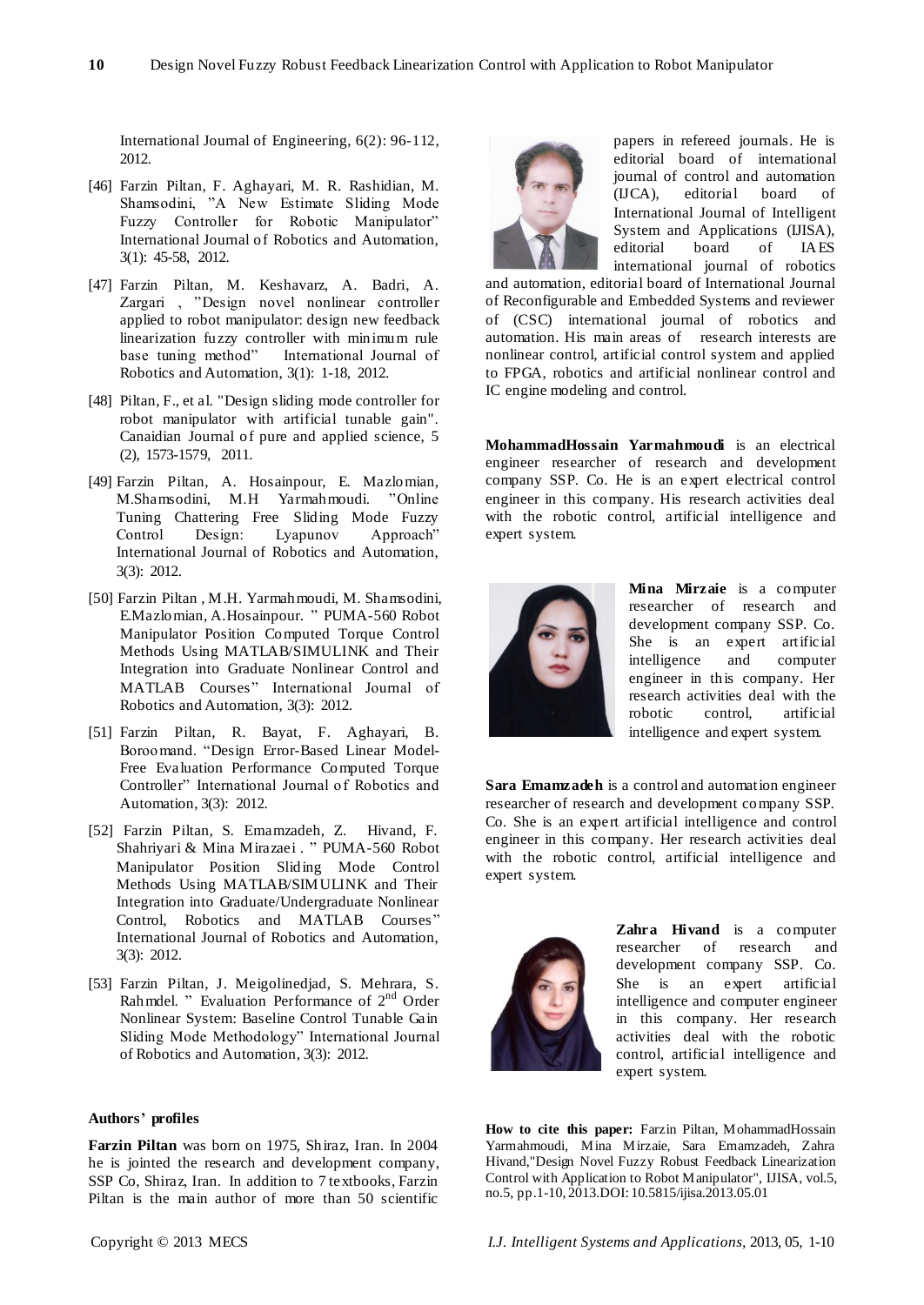International Journal of Engineering, 6(2): 96-112, 2012.

[46] Farzin Piltan, F. Aghayari, M. R. Rashidian, M. Shamsodini, "A New Estimate Sliding Mode Fuzzy Controller for Robotic Manipulator" International Journal of Robotics and Automation, 3(1): 45-58, 2012.

[47] Farzin Piltan, M. Keshavarz, A. Badri, A. Zargari , "Design novel nonlinear controller applied to robot manipulator: design new feedback linearization fuzzy controller with minimum rule base tuning method" International Journal of Robotics and Automation, 3(1): 1-18, 2012.

[48] Piltan, F., et al. "Design sliding mode controller for robot manipulator with artificial tunable gain". Canaidian Journal of pure and applied science, 5 (2), 1573-1579, 2011.

[49] Farzin Piltan, A. Hosainpour, E. Mazlomian, M.Shamsodini, M.H Yarmahmoudi. "Online Tuning Chattering Free Sliding Mode Fuzzy Control Design: Lyapunov Approach" International Journal of Robotics and Automation, 3(3): 2012.

[50] Farzin Piltan , M.H. Yarmahmoudi, M. Shamsodini, E.Mazlomian, A.Hosainpour. " PUMA-560 Robot Manipulator Position Computed Torque Control Methods Using MATLAB/SIMULINK and Their Integration into Graduate Nonlinear Control and MATLAB Courses" International Journal of Robotics and Automation, 3(3): 2012.

[51] Farzin Piltan, R. Bayat, F. Aghayari, B. Boroomand. "Design Error-Based Linear Model-Free Evaluation Performance Computed Torque Controller" International Journal of Robotics and Automation, 3(3): 2012.

[52] Farzin Piltan, S. Emamzadeh, Z. Hivand, F. Shahriyari & Mina Mirazaei . " PUMA-560 Robot Manipulator Position Sliding Mode Control Methods Using MATLAB/SIMULINK and Their Integration into Graduate/Undergraduate Nonlinear Control, Robotics and MATLAB Courses" International Journal of Robotics and Automation, 3(3): 2012.

[53] Farzin Piltan, J. Meigolinedjad, S. Mehrara, S. Rahmdel. " Evaluation Performance of 2[nd] Order Nonlinear System: Baseline Control Tunable Gain Sliding Mode Methodology" International Journal of Robotics and Automation, 3(3): 2012.

**Authors' profiles**

**Farzin Piltan** was born on 1975, Shiraz, Iran. In 2004 he is jointed the research and development company, SSP Co, Shiraz, Iran. In addition to 7 textbooks, Farzin Piltan is the main author of more than 50 scientific papers in refereed journals. He is editorial board of international journal of control and automation (IJCA), editorial board of International Journal of Intelligent System and Applications (IJISA), editorial board of IAES international journal of robotics and automation, editorial board of International Journal of Reconfigurable and Embedded Systems and reviewer of (CSC) international journal of robotics and automation. His main areas of research interests are nonlinear control, artificial control system and applied to FPGA, robotics and artificial nonlinear control and IC engine modeling and control.

**MohammadHossain Yarmahmoudi** is an electrical engineer researcher of research and development company SSP. Co. He is an expert electrical control engineer in this company. His research activities deal with the robotic control, artificial intelligence and expert system.

**Mina Mirzaie** is a computer researcher of research and development company SSP. Co. She is an expert artificial intelligence and computer engineer in this company. Her research activities deal with the robotic control, artificial intelligence and expert system.

**Sara Emamzadeh** is a control and automation engineer researcher of research and development company SSP. Co. She is an expert artificial intelligence and control engineer in this company. Her research activities deal with the robotic control, artificial intelligence and expert system.

**Zahra Hivand** is a computer researcher of research and development company SSP. Co. She is an expert artificial intelligence and computer engineer in this company. Her research activities deal with the robotic control, artificial intelligence and expert system.

**How to cite this paper:** Farzin Piltan, MohammadHossain Yarmahmoudi, Mina Mirzaie, Sara Emamzadeh, Zahra Hivand,"Design Novel Fuzzy Robust Feedback Linearization Control with Application to Robot Manipulator", IJISA, vol.5, no.5, pp.1-10, 2013.DOI: 10.5815/ijisa.2013.05.01